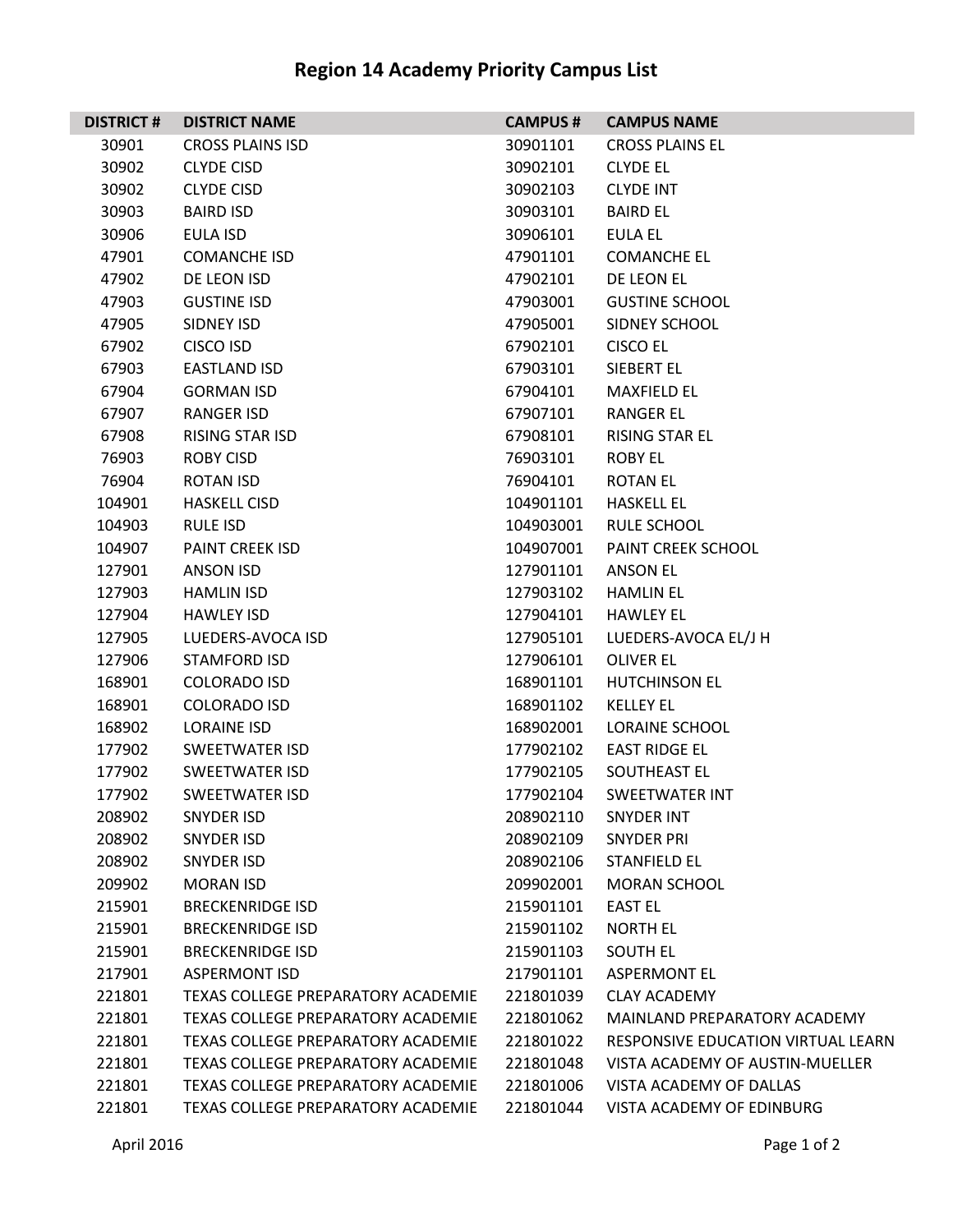# Region 14 Academy Priority Campus List

| DISTRICT # | DISTRICT NAME | CAMPUS # | CAMPUS NAME |
|---|---|---|---|
| 30901 | CROSS PLAINS ISD | 30901101 | CROSS PLAINS EL |
| 30902 | CLYDE CISD | 30902101 | CLYDE EL |
| 30902 | CLYDE CISD | 30902103 | CLYDE INT |
| 30903 | BAIRD ISD | 30903101 | BAIRD EL |
| 30906 | EULA ISD | 30906101 | EULA EL |
| 47901 | COMANCHE ISD | 47901101 | COMANCHE EL |
| 47902 | DE LEON ISD | 47902101 | DE LEON EL |
| 47903 | GUSTINE ISD | 47903001 | GUSTINE SCHOOL |
| 47905 | SIDNEY ISD | 47905001 | SIDNEY SCHOOL |
| 67902 | CISCO ISD | 67902101 | CISCO EL |
| 67903 | EASTLAND ISD | 67903101 | SIEBERT EL |
| 67904 | GORMAN ISD | 67904101 | MAXFIELD EL |
| 67907 | RANGER ISD | 67907101 | RANGER EL |
| 67908 | RISING STAR ISD | 67908101 | RISING STAR EL |
| 76903 | ROBY CISD | 76903101 | ROBY EL |
| 76904 | ROTAN ISD | 76904101 | ROTAN EL |
| 104901 | HASKELL CISD | 104901101 | HASKELL EL |
| 104903 | RULE ISD | 104903001 | RULE SCHOOL |
| 104907 | PAINT CREEK ISD | 104907001 | PAINT CREEK SCHOOL |
| 127901 | ANSON ISD | 127901101 | ANSON EL |
| 127903 | HAMLIN ISD | 127903102 | HAMLIN EL |
| 127904 | HAWLEY ISD | 127904101 | HAWLEY EL |
| 127905 | LUEDERS-AVOCA ISD | 127905101 | LUEDERS-AVOCA EL/J H |
| 127906 | STAMFORD ISD | 127906101 | OLIVER EL |
| 168901 | COLORADO ISD | 168901101 | HUTCHINSON EL |
| 168901 | COLORADO ISD | 168901102 | KELLEY EL |
| 168902 | LORAINE ISD | 168902001 | LORAINE SCHOOL |
| 177902 | SWEETWATER ISD | 177902102 | EAST RIDGE EL |
| 177902 | SWEETWATER ISD | 177902105 | SOUTHEAST EL |
| 177902 | SWEETWATER ISD | 177902104 | SWEETWATER INT |
| 208902 | SNYDER ISD | 208902110 | SNYDER INT |
| 208902 | SNYDER ISD | 208902109 | SNYDER PRI |
| 208902 | SNYDER ISD | 208902106 | STANFIELD EL |
| 209902 | MORAN ISD | 209902001 | MORAN SCHOOL |
| 215901 | BRECKENRIDGE ISD | 215901101 | EAST EL |
| 215901 | BRECKENRIDGE ISD | 215901102 | NORTH EL |
| 215901 | BRECKENRIDGE ISD | 215901103 | SOUTH EL |
| 217901 | ASPERMONT ISD | 217901101 | ASPERMONT EL |
| 221801 | TEXAS COLLEGE PREPARATORY ACADEMIE | 221801039 | CLAY ACADEMY |
| 221801 | TEXAS COLLEGE PREPARATORY ACADEMIE | 221801062 | MAINLAND PREPARATORY ACADEMY |
| 221801 | TEXAS COLLEGE PREPARATORY ACADEMIE | 221801022 | RESPONSIVE EDUCATION VIRTUAL LEARN |
| 221801 | TEXAS COLLEGE PREPARATORY ACADEMIE | 221801048 | VISTA ACADEMY OF AUSTIN-MUELLER |
| 221801 | TEXAS COLLEGE PREPARATORY ACADEMIE | 221801006 | VISTA ACADEMY OF DALLAS |
| 221801 | TEXAS COLLEGE PREPARATORY ACADEMIE | 221801044 | VISTA ACADEMY OF EDINBURG |

April 2016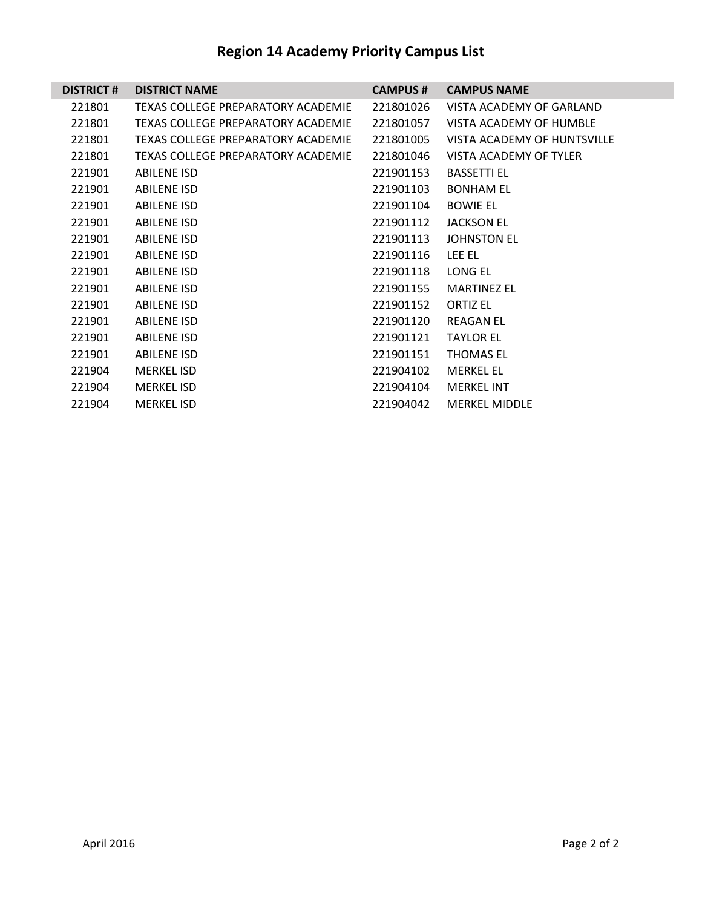# Region 14 Academy Priority Campus List

| DISTRICT # | DISTRICT NAME | CAMPUS # | CAMPUS NAME |
|---|---|---|---|
| 221801 | TEXAS COLLEGE PREPARATORY ACADEMIE | 221801026 | VISTA ACADEMY OF GARLAND |
| 221801 | TEXAS COLLEGE PREPARATORY ACADEMIE | 221801057 | VISTA ACADEMY OF HUMBLE |
| 221801 | TEXAS COLLEGE PREPARATORY ACADEMIE | 221801005 | VISTA ACADEMY OF HUNTSVILLE |
| 221801 | TEXAS COLLEGE PREPARATORY ACADEMIE | 221801046 | VISTA ACADEMY OF TYLER |
| 221901 | ABILENE ISD | 221901153 | BASSETTI EL |
| 221901 | ABILENE ISD | 221901103 | BONHAM EL |
| 221901 | ABILENE ISD | 221901104 | BOWIE EL |
| 221901 | ABILENE ISD | 221901112 | JACKSON EL |
| 221901 | ABILENE ISD | 221901113 | JOHNSTON EL |
| 221901 | ABILENE ISD | 221901116 | LEE EL |
| 221901 | ABILENE ISD | 221901118 | LONG EL |
| 221901 | ABILENE ISD | 221901155 | MARTINEZ EL |
| 221901 | ABILENE ISD | 221901152 | ORTIZ EL |
| 221901 | ABILENE ISD | 221901120 | REAGAN EL |
| 221901 | ABILENE ISD | 221901121 | TAYLOR EL |
| 221901 | ABILENE ISD | 221901151 | THOMAS EL |
| 221904 | MERKEL ISD | 221904102 | MERKEL EL |
| 221904 | MERKEL ISD | 221904104 | MERKEL INT |
| 221904 | MERKEL ISD | 221904042 | MERKEL MIDDLE |

April 2016